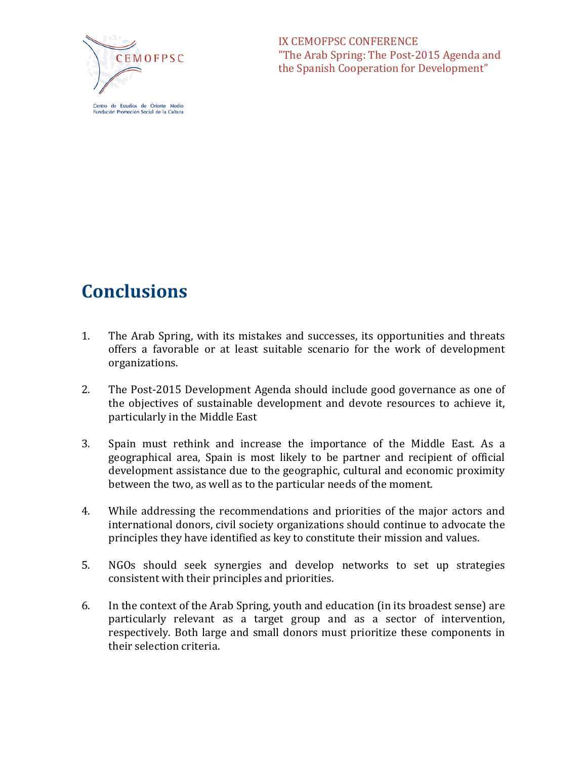IX CEMOFPSC CONFERENCE
"The Arab Spring: The Post-2015 Agenda and the Spanish Cooperation for Development"

# Conclusions

1. The Arab Spring, with its mistakes and successes, its opportunities and threats offers a favorable or at least suitable scenario for the work of development organizations.

2. The Post-2015 Development Agenda should include good governance as one of the objectives of sustainable development and devote resources to achieve it, particularly in the Middle East

3. Spain must rethink and increase the importance of the Middle East. As a geographical area, Spain is most likely to be partner and recipient of official development assistance due to the geographic, cultural and economic proximity between the two, as well as to the particular needs of the moment.

4. While addressing the recommendations and priorities of the major actors and international donors, civil society organizations should continue to advocate the principles they have identified as key to constitute their mission and values.

5. NGOs should seek synergies and develop networks to set up strategies consistent with their principles and priorities.

6. In the context of the Arab Spring, youth and education (in its broadest sense) are particularly relevant as a target group and as a sector of intervention, respectively. Both large and small donors must prioritize these components in their selection criteria.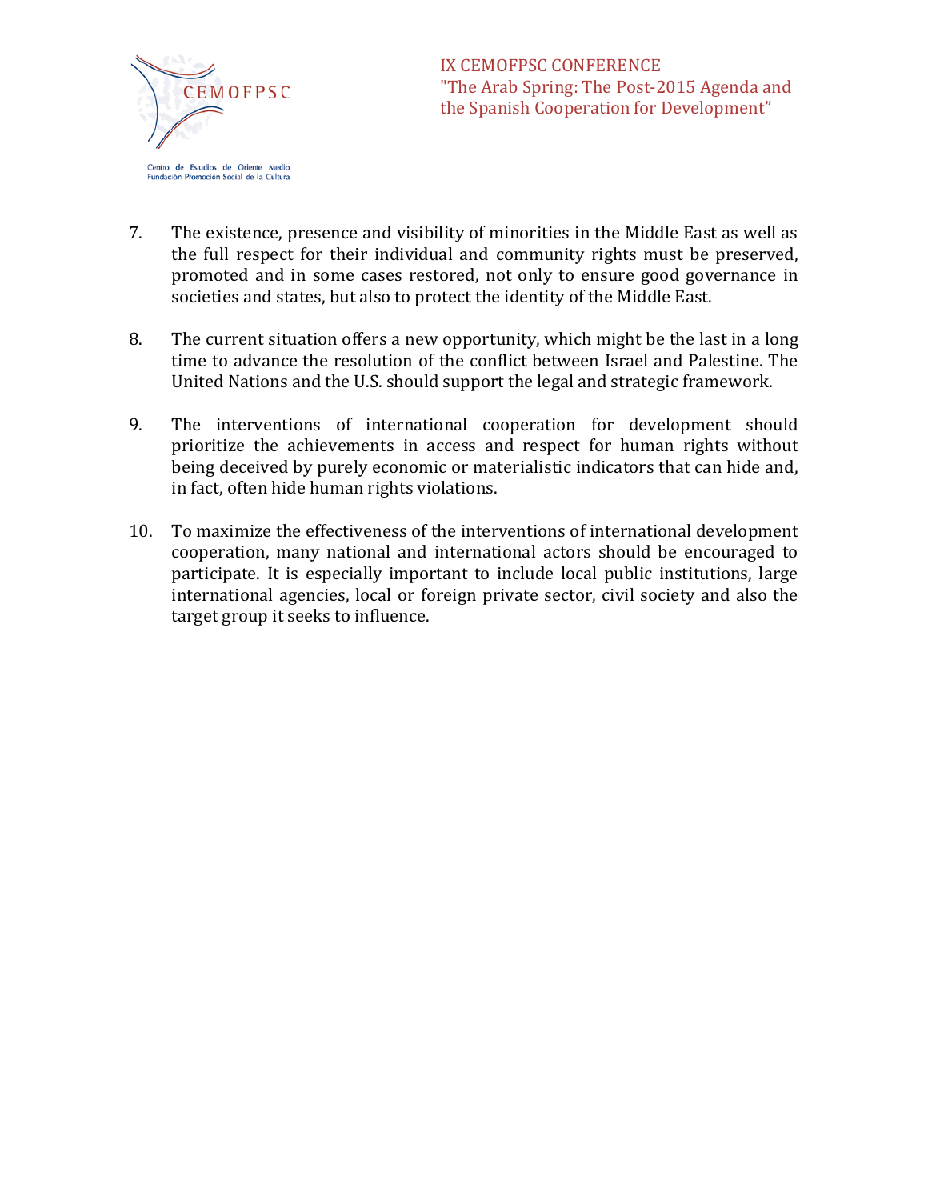7. The existence, presence and visibility of minorities in the Middle East as well as the full respect for their individual and community rights must be preserved, promoted and in some cases restored, not only to ensure good governance in societies and states, but also to protect the identity of the Middle East.

8. The current situation offers a new opportunity, which might be the last in a long time to advance the resolution of the conflict between Israel and Palestine. The United Nations and the U.S. should support the legal and strategic framework.

9. The interventions of international cooperation for development should prioritize the achievements in access and respect for human rights without being deceived by purely economic or materialistic indicators that can hide and, in fact, often hide human rights violations.

10. To maximize the effectiveness of the interventions of international development cooperation, many national and international actors should be encouraged to participate. It is especially important to include local public institutions, large international agencies, local or foreign private sector, civil society and also the target group it seeks to influence.